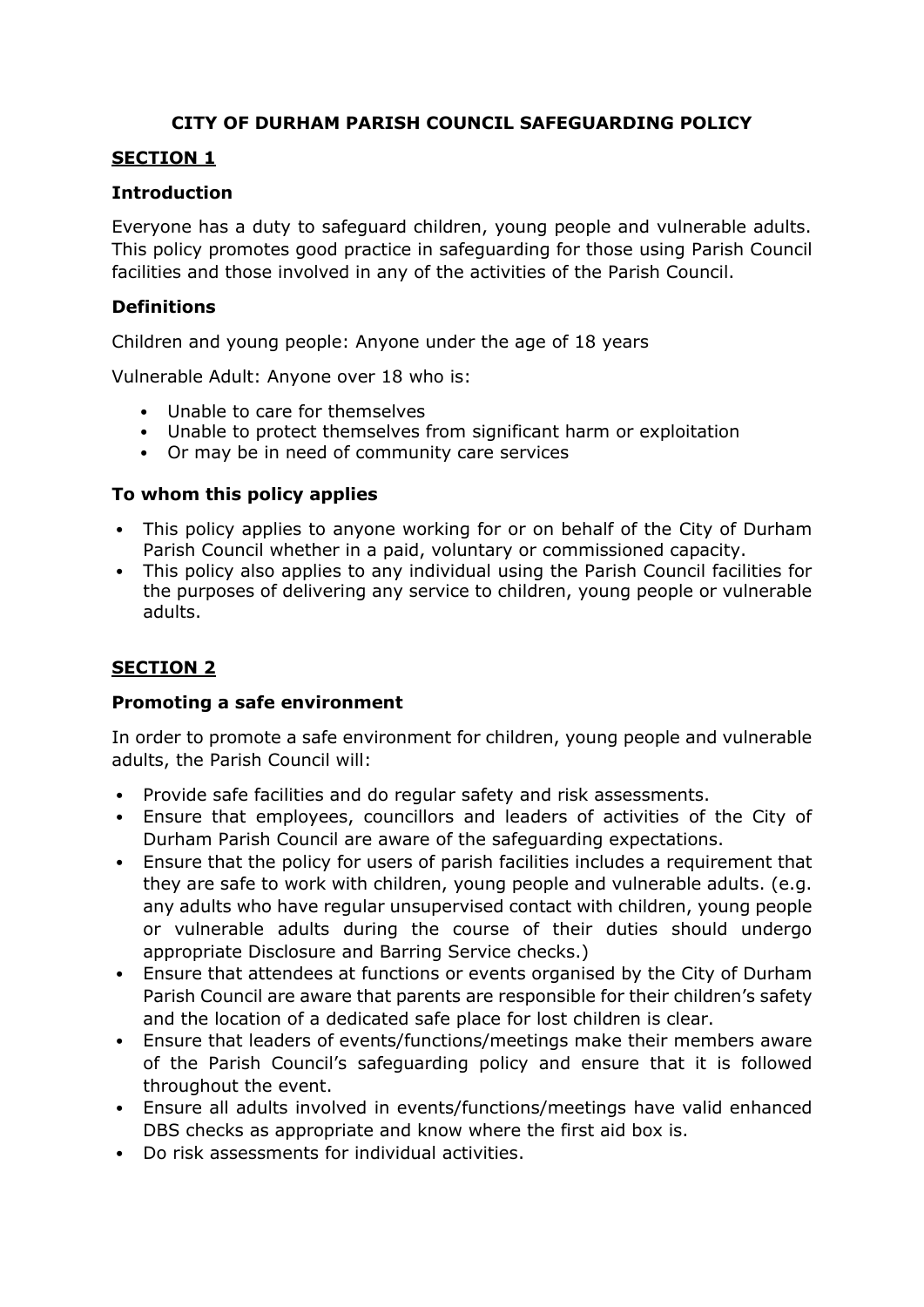# CITY OF DURHAM PARISH COUNCIL SAFEGUARDING POLICY

## SECTION 1

### Introduction

Everyone has a duty to safeguard children, young people and vulnerable adults. This policy promotes good practice in safeguarding for those using Parish Council facilities and those involved in any of the activities of the Parish Council.

### Definitions

Children and young people: Anyone under the age of 18 years

Vulnerable Adult: Anyone over 18 who is:

- Unable to care for themselves
- Unable to protect themselves from significant harm or exploitation
- Or may be in need of community care services

### To whom this policy applies

- This policy applies to anyone working for or on behalf of the City of Durham Parish Council whether in a paid, voluntary or commissioned capacity.
- This policy also applies to any individual using the Parish Council facilities for the purposes of delivering any service to children, young people or vulnerable adults.

## SECTION 2

### Promoting a safe environment

In order to promote a safe environment for children, young people and vulnerable adults, the Parish Council will:

- Provide safe facilities and do regular safety and risk assessments.
- Ensure that employees, councillors and leaders of activities of the City of Durham Parish Council are aware of the safeguarding expectations.
- Ensure that the policy for users of parish facilities includes a requirement that they are safe to work with children, young people and vulnerable adults. (e.g. any adults who have regular unsupervised contact with children, young people or vulnerable adults during the course of their duties should undergo appropriate Disclosure and Barring Service checks.)
- Ensure that attendees at functions or events organised by the City of Durham Parish Council are aware that parents are responsible for their children's safety and the location of a dedicated safe place for lost children is clear.
- Ensure that leaders of events/functions/meetings make their members aware of the Parish Council's safeguarding policy and ensure that it is followed throughout the event.
- Ensure all adults involved in events/functions/meetings have valid enhanced DBS checks as appropriate and know where the first aid box is.
- Do risk assessments for individual activities.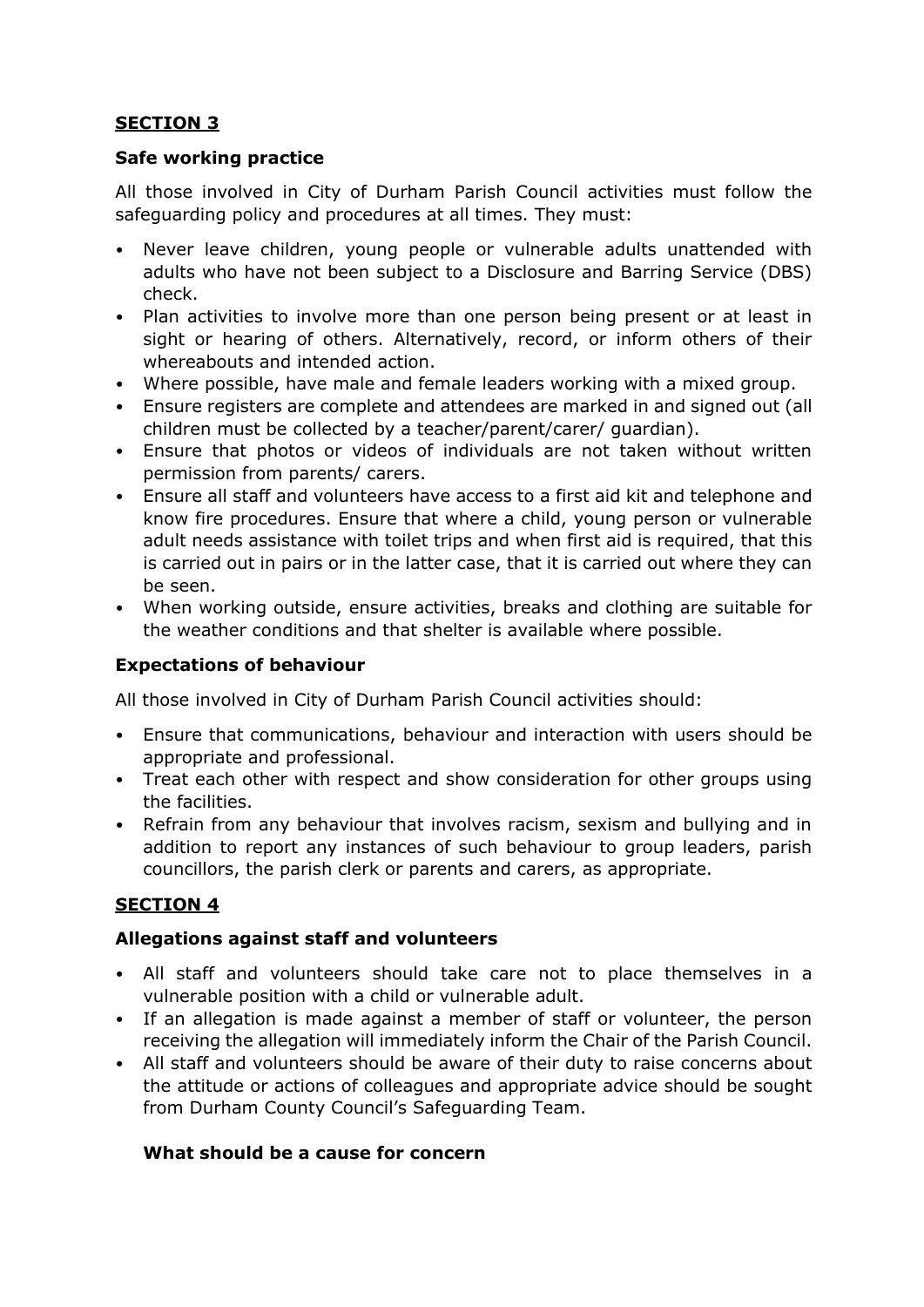## **SECTION 3**

### Safe working practice

All those involved in City of Durham Parish Council activities must follow the safeguarding policy and procedures at all times. They must:

- Never leave children, young people or vulnerable adults unattended with adults who have not been subject to a Disclosure and Barring Service (DBS) check.
- Plan activities to involve more than one person being present or at least in sight or hearing of others. Alternatively, record, or inform others of their whereabouts and intended action.
- Where possible, have male and female leaders working with a mixed group.
- Ensure registers are complete and attendees are marked in and signed out (all children must be collected by a teacher/parent/carer/ guardian).
- Ensure that photos or videos of individuals are not taken without written permission from parents/ carers.
- Ensure all staff and volunteers have access to a first aid kit and telephone and know fire procedures. Ensure that where a child, young person or vulnerable adult needs assistance with toilet trips and when first aid is required, that this is carried out in pairs or in the latter case, that it is carried out where they can be seen.
- When working outside, ensure activities, breaks and clothing are suitable for the weather conditions and that shelter is available where possible.

### Expectations of behaviour

All those involved in City of Durham Parish Council activities should:

- Ensure that communications, behaviour and interaction with users should be appropriate and professional.
- Treat each other with respect and show consideration for other groups using the facilities.
- Refrain from any behaviour that involves racism, sexism and bullying and in addition to report any instances of such behaviour to group leaders, parish councillors, the parish clerk or parents and carers, as appropriate.

## **SECTION 4**

### Allegations against staff and volunteers

- All staff and volunteers should take care not to place themselves in a vulnerable position with a child or vulnerable adult.
- If an allegation is made against a member of staff or volunteer, the person receiving the allegation will immediately inform the Chair of the Parish Council.
- All staff and volunteers should be aware of their duty to raise concerns about the attitude or actions of colleagues and appropriate advice should be sought from Durham County Council's Safeguarding Team.

### What should be a cause for concern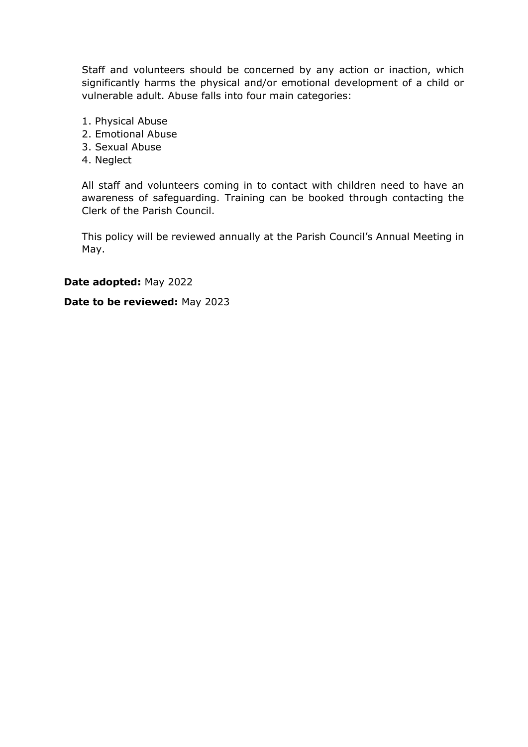Staff and volunteers should be concerned by any action or inaction, which significantly harms the physical and/or emotional development of a child or vulnerable adult. Abuse falls into four main categories:

1. Physical Abuse
2. Emotional Abuse
3. Sexual Abuse
4. Neglect

All staff and volunteers coming in to contact with children need to have an awareness of safeguarding. Training can be booked through contacting the Clerk of the Parish Council.

This policy will be reviewed annually at the Parish Council's Annual Meeting in May.

**Date adopted:** May 2022

**Date to be reviewed:** May 2023